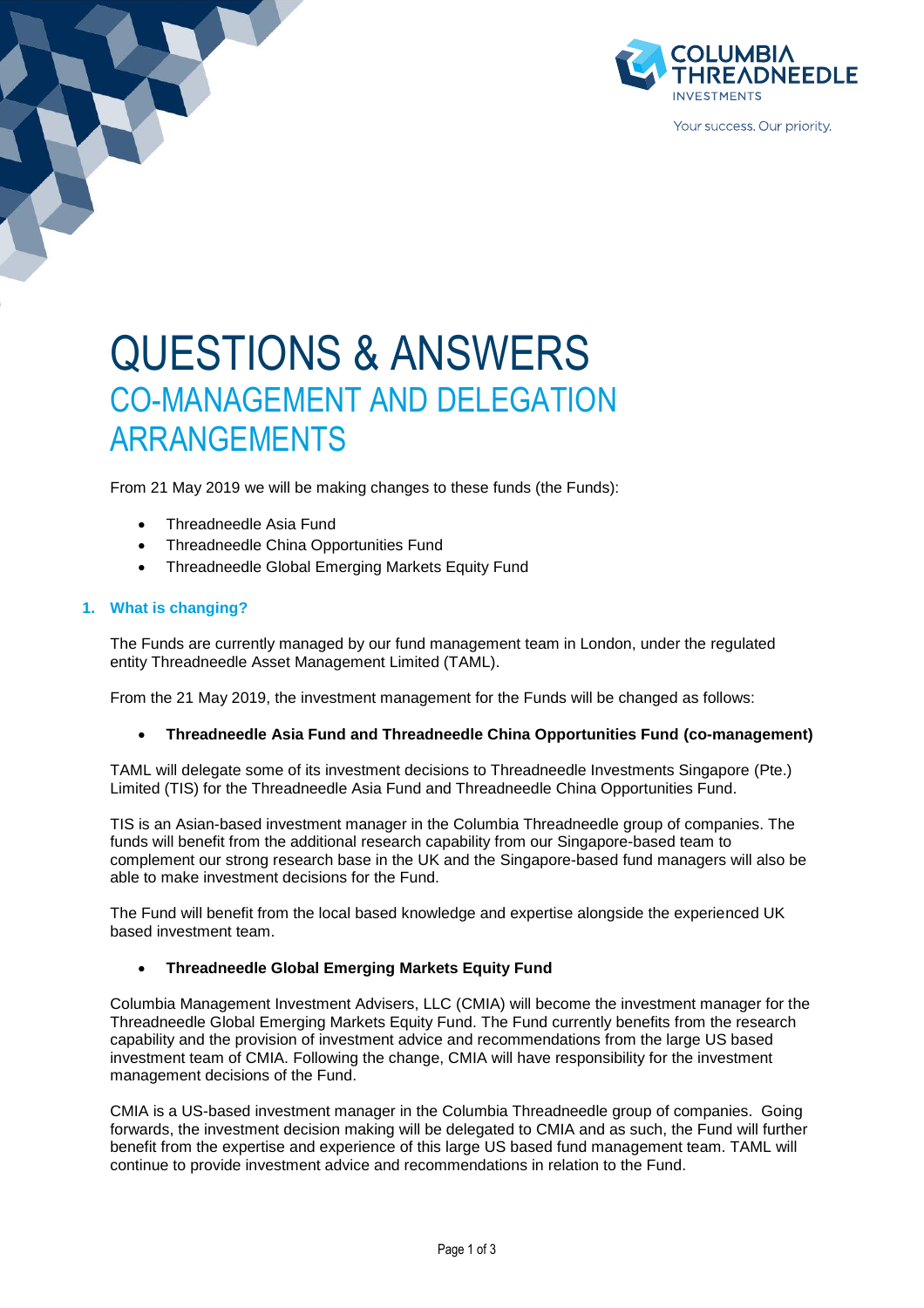# QUESTIONS & ANSWERS

## CO-MANAGEMENT AND DELEGATION ARRANGEMENTS

From 21 May 2019 we will be making changes to these funds (the Funds):

- Threadneedle Asia Fund
- Threadneedle China Opportunities Fund
- Threadneedle Global Emerging Markets Equity Fund

### 1. What is changing?

The Funds are currently managed by our fund management team in London, under the regulated entity Threadneedle Asset Management Limited (TAML).

From the 21 May 2019, the investment management for the Funds will be changed as follows:

- **Threadneedle Asia Fund and Threadneedle China Opportunities Fund (co-management)**

TAML will delegate some of its investment decisions to Threadneedle Investments Singapore (Pte.) Limited (TIS) for the Threadneedle Asia Fund and Threadneedle China Opportunities Fund.

TIS is an Asian-based investment manager in the Columbia Threadneedle group of companies. The funds will benefit from the additional research capability from our Singapore-based team to complement our strong research base in the UK and the Singapore-based fund managers will also be able to make investment decisions for the Fund.

The Fund will benefit from the local based knowledge and expertise alongside the experienced UK based investment team.

- **Threadneedle Global Emerging Markets Equity Fund**

Columbia Management Investment Advisers, LLC (CMIA) will become the investment manager for the Threadneedle Global Emerging Markets Equity Fund. The Fund currently benefits from the research capability and the provision of investment advice and recommendations from the large US based investment team of CMIA. Following the change, CMIA will have responsibility for the investment management decisions of the Fund.

CMIA is a US-based investment manager in the Columbia Threadneedle group of companies. Going forwards, the investment decision making will be delegated to CMIA and as such, the Fund will further benefit from the expertise and experience of this large US based fund management team. TAML will continue to provide investment advice and recommendations in relation to the Fund.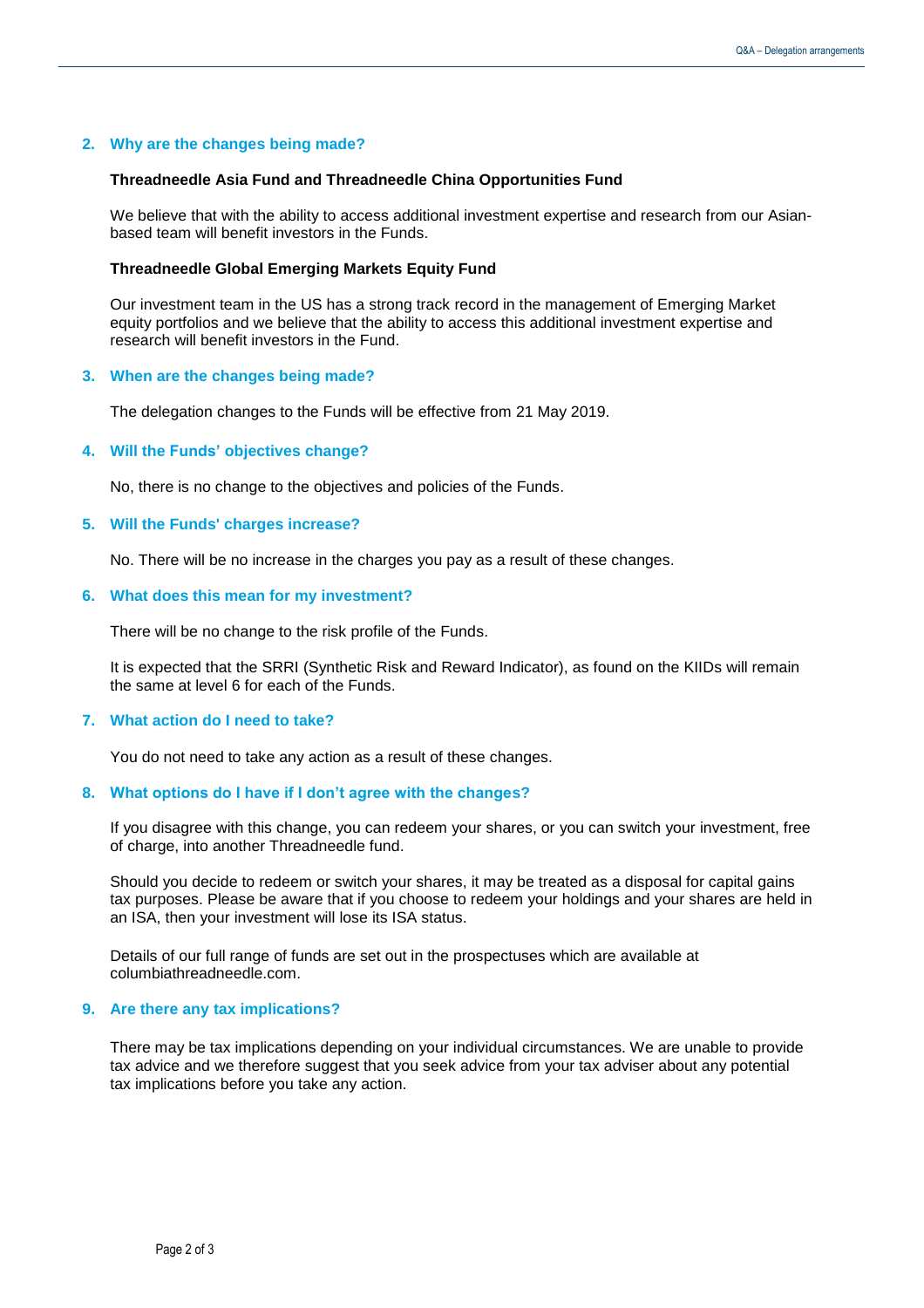## 2. Why are the changes being made?

**Threadneedle Asia Fund and Threadneedle China Opportunities Fund**

We believe that with the ability to access additional investment expertise and research from our Asian-based team will benefit investors in the Funds.

**Threadneedle Global Emerging Markets Equity Fund**

Our investment team in the US has a strong track record in the management of Emerging Market equity portfolios and we believe that the ability to access this additional investment expertise and research will benefit investors in the Fund.

## 3. When are the changes being made?

The delegation changes to the Funds will be effective from 21 May 2019.

## 4. Will the Funds' objectives change?

No, there is no change to the objectives and policies of the Funds.

## 5. Will the Funds' charges increase?

No. There will be no increase in the charges you pay as a result of these changes.

## 6. What does this mean for my investment?

There will be no change to the risk profile of the Funds.

It is expected that the SRRI (Synthetic Risk and Reward Indicator), as found on the KIIDs will remain the same at level 6 for each of the Funds.

## 7. What action do I need to take?

You do not need to take any action as a result of these changes.

## 8. What options do I have if I don't agree with the changes?

If you disagree with this change, you can redeem your shares, or you can switch your investment, free of charge, into another Threadneedle fund.

Should you decide to redeem or switch your shares, it may be treated as a disposal for capital gains tax purposes. Please be aware that if you choose to redeem your holdings and your shares are held in an ISA, then your investment will lose its ISA status.

Details of our full range of funds are set out in the prospectuses which are available at columbiathreadneedle.com.

## 9. Are there any tax implications?

There may be tax implications depending on your individual circumstances. We are unable to provide tax advice and we therefore suggest that you seek advice from your tax adviser about any potential tax implications before you take any action.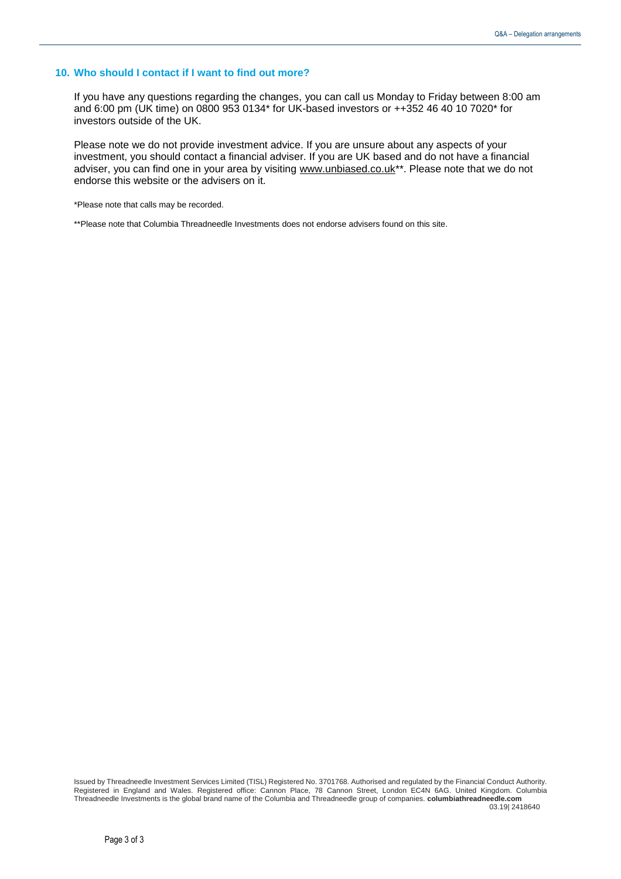## 10. Who should I contact if I want to find out more?

If you have any questions regarding the changes, you can call us Monday to Friday between 8:00 am and 6:00 pm (UK time) on 0800 953 0134* for UK-based investors or ++352 46 40 10 7020* for investors outside of the UK.

Please note we do not provide investment advice. If you are unsure about any aspects of your investment, you should contact a financial adviser. If you are UK based and do not have a financial adviser, you can find one in your area by visiting www.unbiased.co.uk**. Please note that we do not endorse this website or the advisers on it.

*Please note that calls may be recorded.

**Please note that Columbia Threadneedle Investments does not endorse advisers found on this site.

Issued by Threadneedle Investment Services Limited (TISL) Registered No. 3701768. Authorised and regulated by the Financial Conduct Authority. Registered in England and Wales. Registered office: Cannon Place, 78 Cannon Street, London EC4N 6AG. United Kingdom. Columbia Threadneedle Investments is the global brand name of the Columbia and Threadneedle group of companies. **columbiathreadneedle.com**

03.19| 2418640